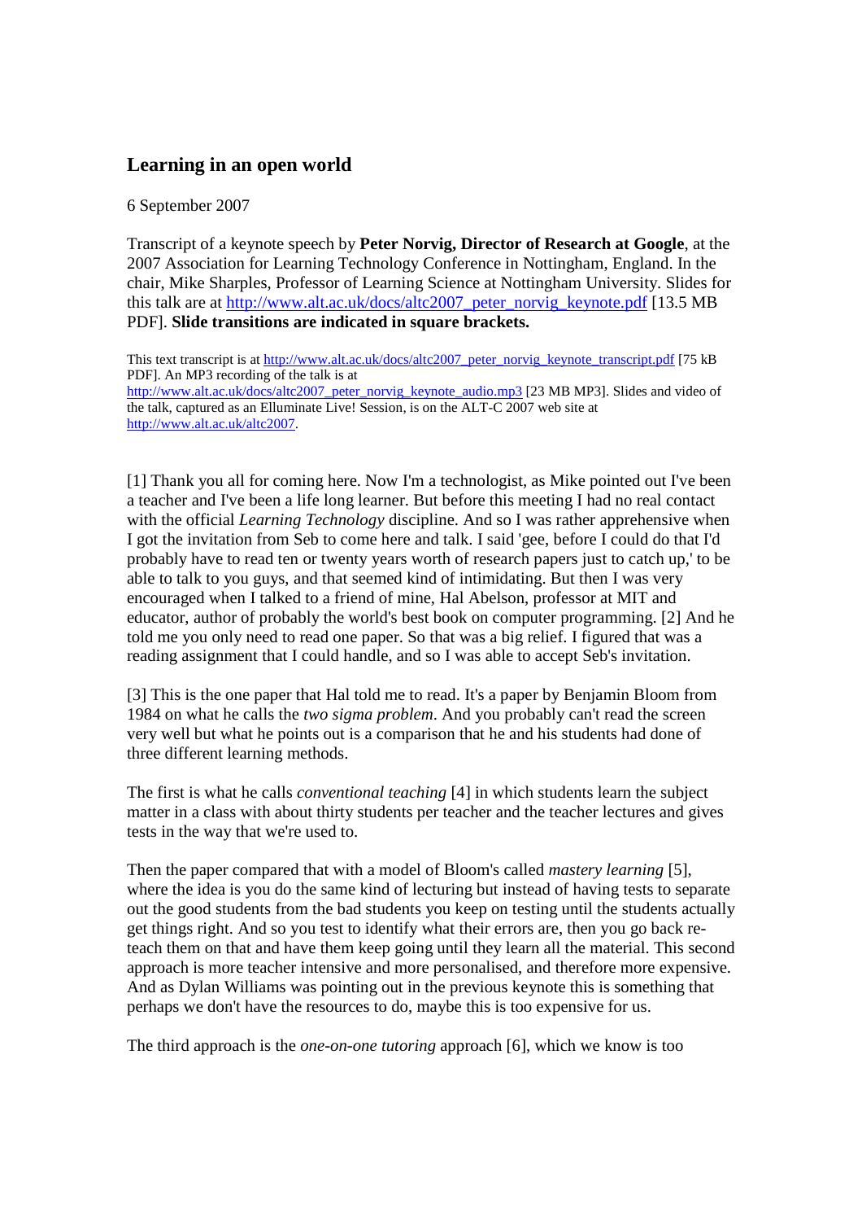## Learning in an open world

6 September 2007

Transcript of a keynote speech by **Peter Norvig, Director of Research at Google**, at the 2007 Association for Learning Technology Conference in Nottingham, England. In the chair, Mike Sharples, Professor of Learning Science at Nottingham University. Slides for this talk are at http://www.alt.ac.uk/docs/altc2007_peter_norvig_keynote.pdf [13.5 MB PDF]. **Slide transitions are indicated in square brackets.**

This text transcript is at http://www.alt.ac.uk/docs/altc2007_peter_norvig_keynote_transcript.pdf [75 kB PDF]. An MP3 recording of the talk is at http://www.alt.ac.uk/docs/altc2007_peter_norvig_keynote_audio.mp3 [23 MB MP3]. Slides and video of the talk, captured as an Elluminate Live! Session, is on the ALT-C 2007 web site at http://www.alt.ac.uk/altc2007.

[1] Thank you all for coming here. Now I'm a technologist, as Mike pointed out I've been a teacher and I've been a life long learner. But before this meeting I had no real contact with the official *Learning Technology* discipline. And so I was rather apprehensive when I got the invitation from Seb to come here and talk. I said 'gee, before I could do that I'd probably have to read ten or twenty years worth of research papers just to catch up,' to be able to talk to you guys, and that seemed kind of intimidating. But then I was very encouraged when I talked to a friend of mine, Hal Abelson, professor at MIT and educator, author of probably the world's best book on computer programming. [2] And he told me you only need to read one paper. So that was a big relief. I figured that was a reading assignment that I could handle, and so I was able to accept Seb's invitation.

[3] This is the one paper that Hal told me to read. It's a paper by Benjamin Bloom from 1984 on what he calls the *two sigma problem*. And you probably can't read the screen very well but what he points out is a comparison that he and his students had done of three different learning methods.

The first is what he calls *conventional teaching* [4] in which students learn the subject matter in a class with about thirty students per teacher and the teacher lectures and gives tests in the way that we're used to.

Then the paper compared that with a model of Bloom's called *mastery learning* [5], where the idea is you do the same kind of lecturing but instead of having tests to separate out the good students from the bad students you keep on testing until the students actually get things right. And so you test to identify what their errors are, then you go back re-teach them on that and have them keep going until they learn all the material. This second approach is more teacher intensive and more personalised, and therefore more expensive. And as Dylan Williams was pointing out in the previous keynote this is something that perhaps we don't have the resources to do, maybe this is too expensive for us.

The third approach is the *one-on-one tutoring* approach [6], which we know is too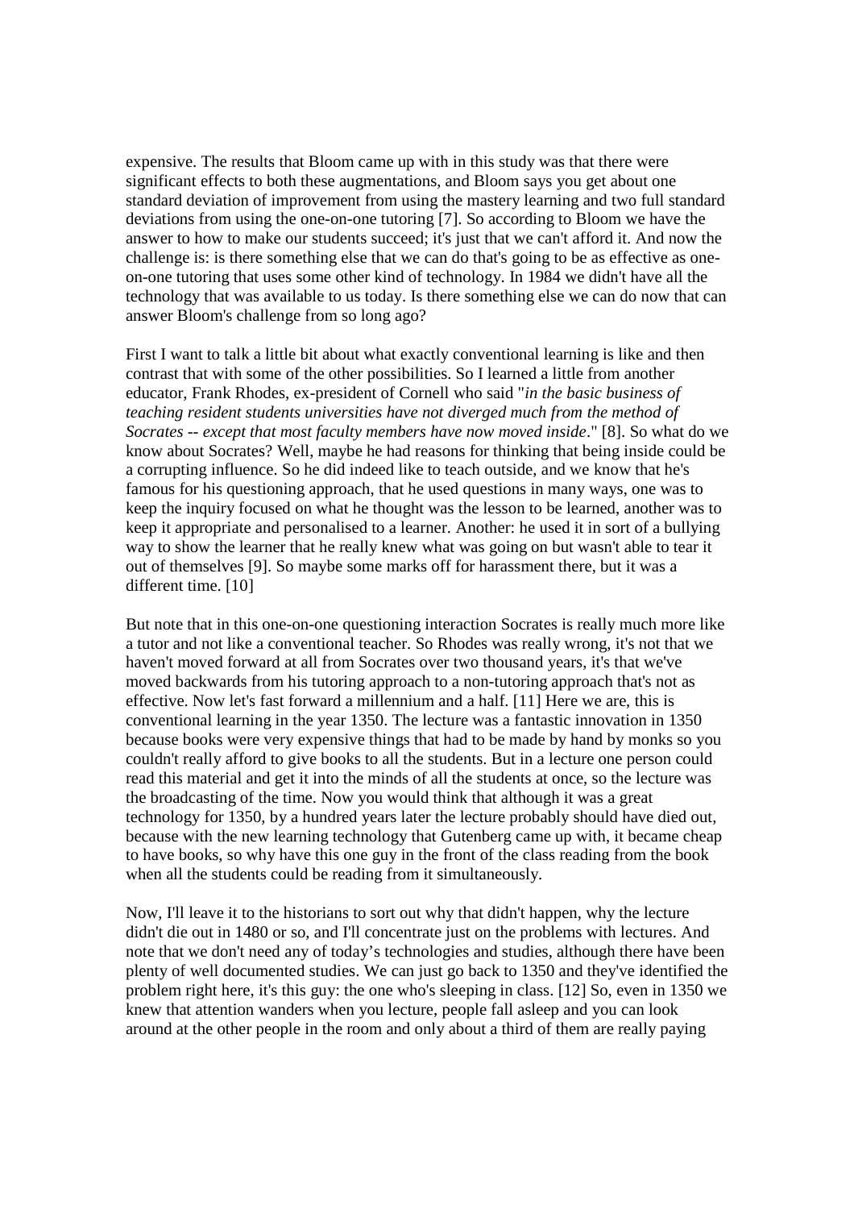expensive. The results that Bloom came up with in this study was that there were significant effects to both these augmentations, and Bloom says you get about one standard deviation of improvement from using the mastery learning and two full standard deviations from using the one-on-one tutoring [7]. So according to Bloom we have the answer to how to make our students succeed; it's just that we can't afford it. And now the challenge is: is there something else that we can do that's going to be as effective as one-on-one tutoring that uses some other kind of technology. In 1984 we didn't have all the technology that was available to us today. Is there something else we can do now that can answer Bloom's challenge from so long ago?

First I want to talk a little bit about what exactly conventional learning is like and then contrast that with some of the other possibilities. So I learned a little from another educator, Frank Rhodes, ex-president of Cornell who said "*in the basic business of teaching resident students universities have not diverged much from the method of Socrates -- except that most faculty members have now moved inside*." [8]. So what do we know about Socrates? Well, maybe he had reasons for thinking that being inside could be a corrupting influence. So he did indeed like to teach outside, and we know that he's famous for his questioning approach, that he used questions in many ways, one was to keep the inquiry focused on what he thought was the lesson to be learned, another was to keep it appropriate and personalised to a learner. Another: he used it in sort of a bullying way to show the learner that he really knew what was going on but wasn't able to tear it out of themselves [9]. So maybe some marks off for harassment there, but it was a different time. [10]

But note that in this one-on-one questioning interaction Socrates is really much more like a tutor and not like a conventional teacher. So Rhodes was really wrong, it's not that we haven't moved forward at all from Socrates over two thousand years, it's that we've moved backwards from his tutoring approach to a non-tutoring approach that's not as effective. Now let's fast forward a millennium and a half. [11] Here we are, this is conventional learning in the year 1350. The lecture was a fantastic innovation in 1350 because books were very expensive things that had to be made by hand by monks so you couldn't really afford to give books to all the students. But in a lecture one person could read this material and get it into the minds of all the students at once, so the lecture was the broadcasting of the time. Now you would think that although it was a great technology for 1350, by a hundred years later the lecture probably should have died out, because with the new learning technology that Gutenberg came up with, it became cheap to have books, so why have this one guy in the front of the class reading from the book when all the students could be reading from it simultaneously.

Now, I'll leave it to the historians to sort out why that didn't happen, why the lecture didn't die out in 1480 or so, and I'll concentrate just on the problems with lectures. And note that we don't need any of today's technologies and studies, although there have been plenty of well documented studies. We can just go back to 1350 and they've identified the problem right here, it's this guy: the one who's sleeping in class. [12] So, even in 1350 we knew that attention wanders when you lecture, people fall asleep and you can look around at the other people in the room and only about a third of them are really paying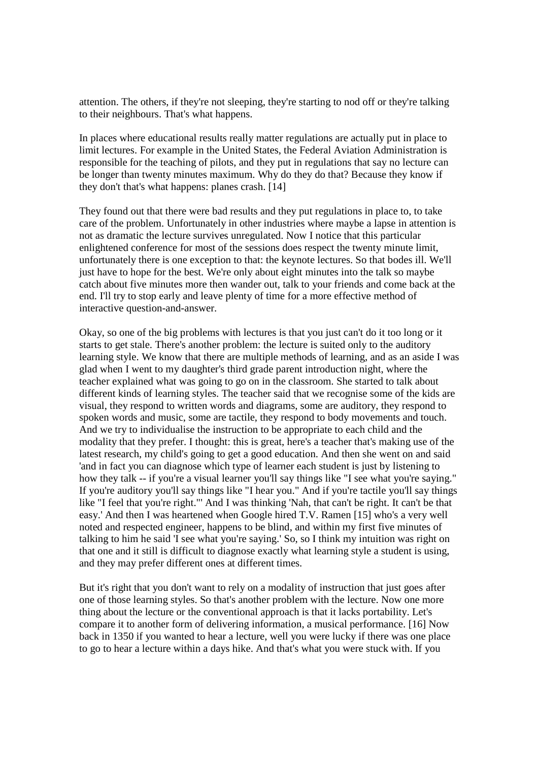attention. The others, if they're not sleeping, they're starting to nod off or they're talking to their neighbours. That's what happens.

In places where educational results really matter regulations are actually put in place to limit lectures. For example in the United States, the Federal Aviation Administration is responsible for the teaching of pilots, and they put in regulations that say no lecture can be longer than twenty minutes maximum. Why do they do that? Because they know if they don't that's what happens: planes crash. [14]

They found out that there were bad results and they put regulations in place to, to take care of the problem. Unfortunately in other industries where maybe a lapse in attention is not as dramatic the lecture survives unregulated. Now I notice that this particular enlightened conference for most of the sessions does respect the twenty minute limit, unfortunately there is one exception to that: the keynote lectures. So that bodes ill. We'll just have to hope for the best. We're only about eight minutes into the talk so maybe catch about five minutes more then wander out, talk to your friends and come back at the end. I'll try to stop early and leave plenty of time for a more effective method of interactive question-and-answer.

Okay, so one of the big problems with lectures is that you just can't do it too long or it starts to get stale. There's another problem: the lecture is suited only to the auditory learning style. We know that there are multiple methods of learning, and as an aside I was glad when I went to my daughter's third grade parent introduction night, where the teacher explained what was going to go on in the classroom. She started to talk about different kinds of learning styles. The teacher said that we recognise some of the kids are visual, they respond to written words and diagrams, some are auditory, they respond to spoken words and music, some are tactile, they respond to body movements and touch. And we try to individualise the instruction to be appropriate to each child and the modality that they prefer. I thought: this is great, here's a teacher that's making use of the latest research, my child's going to get a good education. And then she went on and said 'and in fact you can diagnose which type of learner each student is just by listening to how they talk -- if you're a visual learner you'll say things like "I see what you're saying." If you're auditory you'll say things like "I hear you." And if you're tactile you'll say things like "I feel that you're right."' And I was thinking 'Nah, that can't be right. It can't be that easy.' And then I was heartened when Google hired T.V. Ramen [15] who's a very well noted and respected engineer, happens to be blind, and within my first five minutes of talking to him he said 'I see what you're saying.' So, so I think my intuition was right on that one and it still is difficult to diagnose exactly what learning style a student is using, and they may prefer different ones at different times.

But it's right that you don't want to rely on a modality of instruction that just goes after one of those learning styles. So that's another problem with the lecture. Now one more thing about the lecture or the conventional approach is that it lacks portability. Let's compare it to another form of delivering information, a musical performance. [16] Now back in 1350 if you wanted to hear a lecture, well you were lucky if there was one place to go to hear a lecture within a days hike. And that's what you were stuck with. If you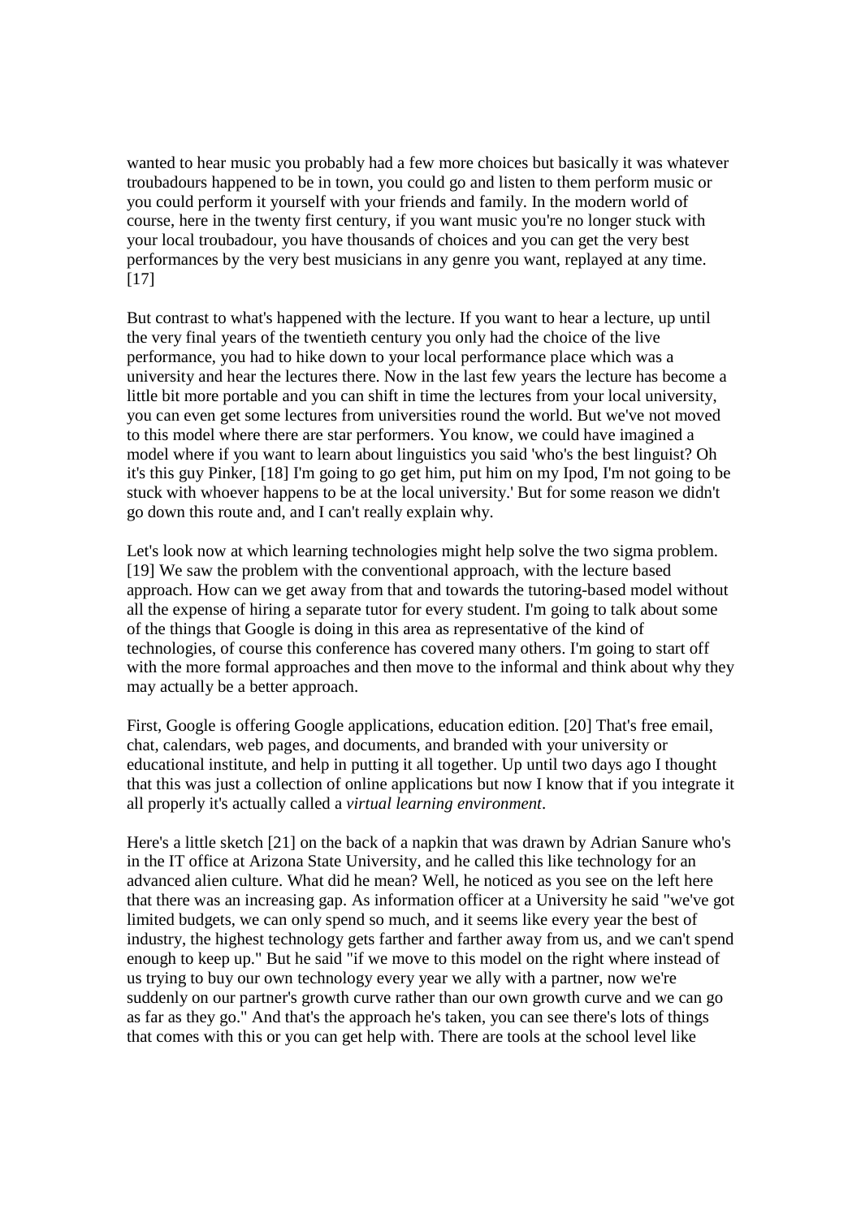wanted to hear music you probably had a few more choices but basically it was whatever troubadours happened to be in town, you could go and listen to them perform music or you could perform it yourself with your friends and family. In the modern world of course, here in the twenty first century, if you want music you're no longer stuck with your local troubadour, you have thousands of choices and you can get the very best performances by the very best musicians in any genre you want, replayed at any time. [17]

But contrast to what's happened with the lecture. If you want to hear a lecture, up until the very final years of the twentieth century you only had the choice of the live performance, you had to hike down to your local performance place which was a university and hear the lectures there. Now in the last few years the lecture has become a little bit more portable and you can shift in time the lectures from your local university, you can even get some lectures from universities round the world. But we've not moved to this model where there are star performers. You know, we could have imagined a model where if you want to learn about linguistics you said 'who's the best linguist? Oh it's this guy Pinker, [18] I'm going to go get him, put him on my Ipod, I'm not going to be stuck with whoever happens to be at the local university.' But for some reason we didn't go down this route and, and I can't really explain why.

Let's look now at which learning technologies might help solve the two sigma problem. [19] We saw the problem with the conventional approach, with the lecture based approach. How can we get away from that and towards the tutoring-based model without all the expense of hiring a separate tutor for every student. I'm going to talk about some of the things that Google is doing in this area as representative of the kind of technologies, of course this conference has covered many others. I'm going to start off with the more formal approaches and then move to the informal and think about why they may actually be a better approach.

First, Google is offering Google applications, education edition. [20] That's free email, chat, calendars, web pages, and documents, and branded with your university or educational institute, and help in putting it all together. Up until two days ago I thought that this was just a collection of online applications but now I know that if you integrate it all properly it's actually called a *virtual learning environment*.

Here's a little sketch [21] on the back of a napkin that was drawn by Adrian Sanure who's in the IT office at Arizona State University, and he called this like technology for an advanced alien culture. What did he mean? Well, he noticed as you see on the left here that there was an increasing gap. As information officer at a University he said "we've got limited budgets, we can only spend so much, and it seems like every year the best of industry, the highest technology gets farther and farther away from us, and we can't spend enough to keep up." But he said "if we move to this model on the right where instead of us trying to buy our own technology every year we ally with a partner, now we're suddenly on our partner's growth curve rather than our own growth curve and we can go as far as they go." And that's the approach he's taken, you can see there's lots of things that comes with this or you can get help with. There are tools at the school level like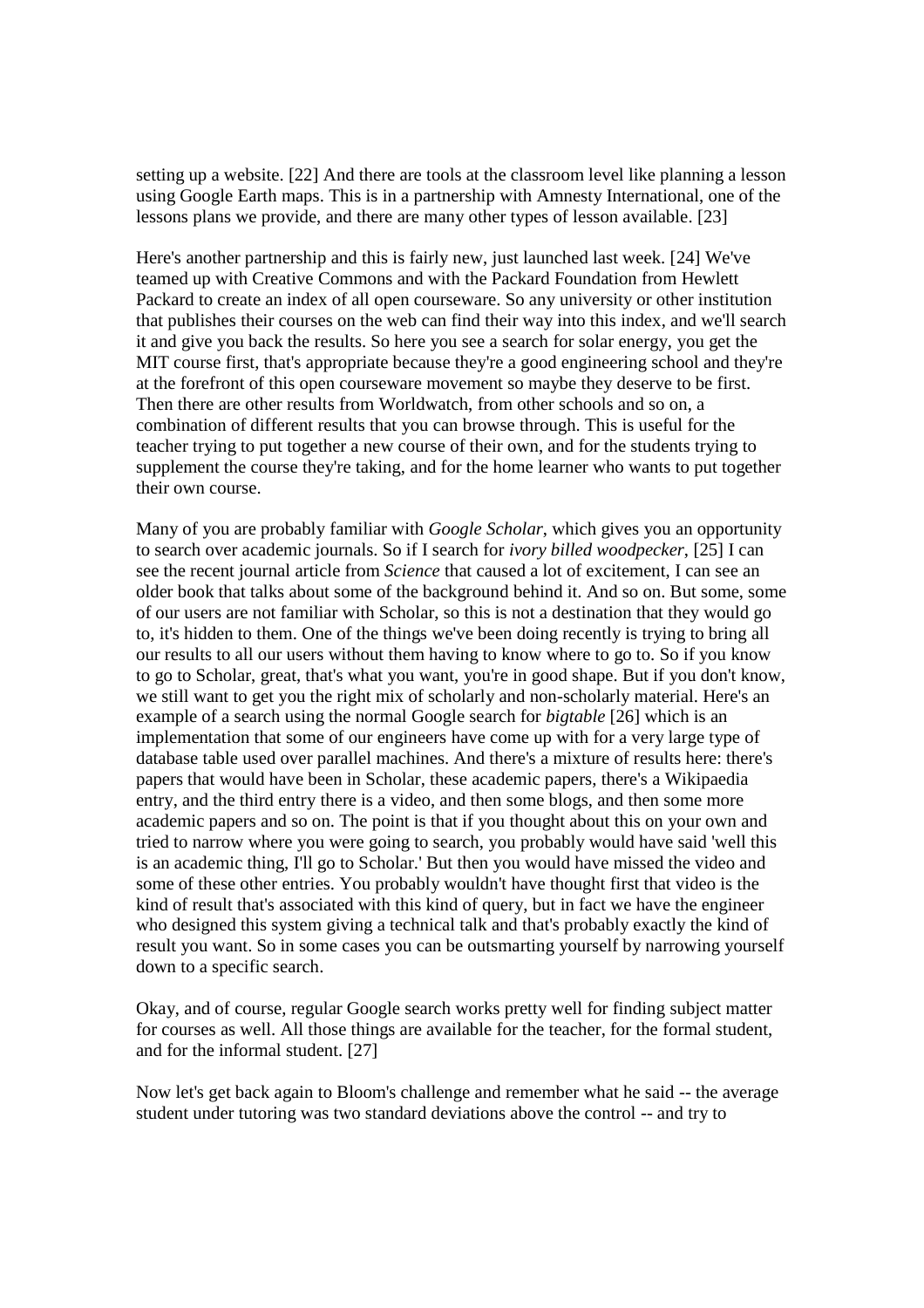setting up a website. [22] And there are tools at the classroom level like planning a lesson using Google Earth maps. This is in a partnership with Amnesty International, one of the lessons plans we provide, and there are many other types of lesson available. [23]

Here's another partnership and this is fairly new, just launched last week. [24] We've teamed up with Creative Commons and with the Packard Foundation from Hewlett Packard to create an index of all open courseware. So any university or other institution that publishes their courses on the web can find their way into this index, and we'll search it and give you back the results. So here you see a search for solar energy, you get the MIT course first, that's appropriate because they're a good engineering school and they're at the forefront of this open courseware movement so maybe they deserve to be first. Then there are other results from Worldwatch, from other schools and so on, a combination of different results that you can browse through. This is useful for the teacher trying to put together a new course of their own, and for the students trying to supplement the course they're taking, and for the home learner who wants to put together their own course.

Many of you are probably familiar with *Google Scholar*, which gives you an opportunity to search over academic journals. So if I search for *ivory billed woodpecker*, [25] I can see the recent journal article from *Science* that caused a lot of excitement, I can see an older book that talks about some of the background behind it. And so on. But some, some of our users are not familiar with Scholar, so this is not a destination that they would go to, it's hidden to them. One of the things we've been doing recently is trying to bring all our results to all our users without them having to know where to go to. So if you know to go to Scholar, great, that's what you want, you're in good shape. But if you don't know, we still want to get you the right mix of scholarly and non-scholarly material. Here's an example of a search using the normal Google search for *bigtable* [26] which is an implementation that some of our engineers have come up with for a very large type of database table used over parallel machines. And there's a mixture of results here: there's papers that would have been in Scholar, these academic papers, there's a Wikipaedia entry, and the third entry there is a video, and then some blogs, and then some more academic papers and so on. The point is that if you thought about this on your own and tried to narrow where you were going to search, you probably would have said 'well this is an academic thing, I'll go to Scholar.' But then you would have missed the video and some of these other entries. You probably wouldn't have thought first that video is the kind of result that's associated with this kind of query, but in fact we have the engineer who designed this system giving a technical talk and that's probably exactly the kind of result you want. So in some cases you can be outsmarting yourself by narrowing yourself down to a specific search.

Okay, and of course, regular Google search works pretty well for finding subject matter for courses as well. All those things are available for the teacher, for the formal student, and for the informal student. [27]

Now let's get back again to Bloom's challenge and remember what he said -- the average student under tutoring was two standard deviations above the control -- and try to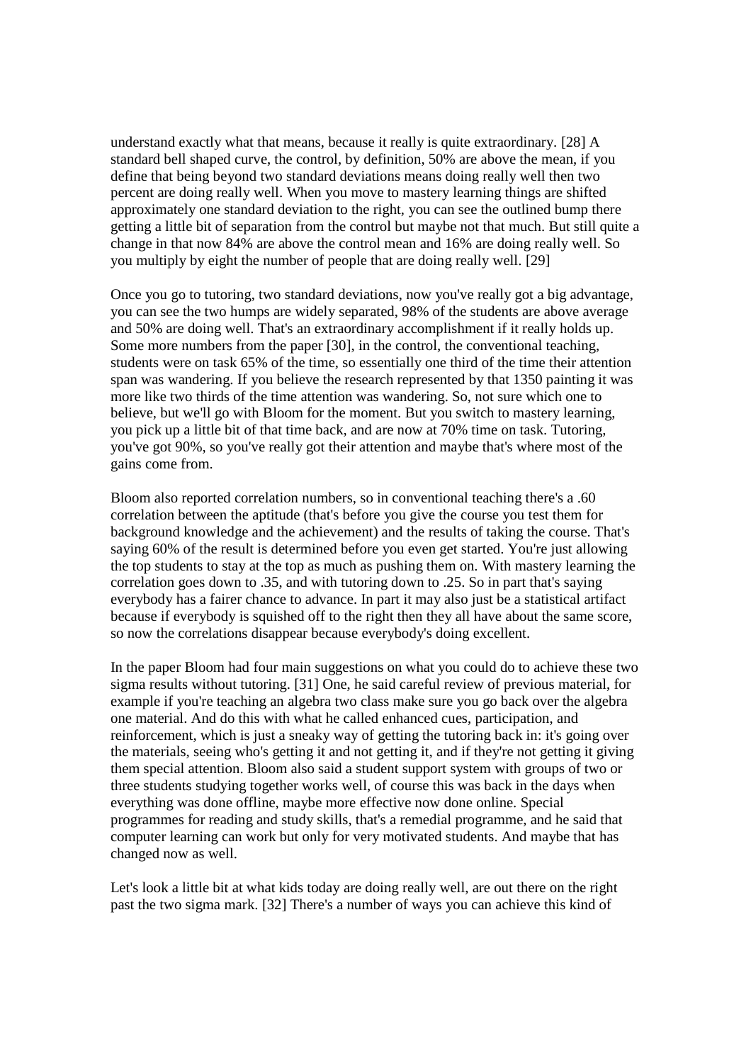understand exactly what that means, because it really is quite extraordinary. [28] A standard bell shaped curve, the control, by definition, 50% are above the mean, if you define that being beyond two standard deviations means doing really well then two percent are doing really well. When you move to mastery learning things are shifted approximately one standard deviation to the right, you can see the outlined bump there getting a little bit of separation from the control but maybe not that much. But still quite a change in that now 84% are above the control mean and 16% are doing really well. So you multiply by eight the number of people that are doing really well. [29]

Once you go to tutoring, two standard deviations, now you've really got a big advantage, you can see the two humps are widely separated, 98% of the students are above average and 50% are doing well. That's an extraordinary accomplishment if it really holds up. Some more numbers from the paper [30], in the control, the conventional teaching, students were on task 65% of the time, so essentially one third of the time their attention span was wandering. If you believe the research represented by that 1350 painting it was more like two thirds of the time attention was wandering. So, not sure which one to believe, but we'll go with Bloom for the moment. But you switch to mastery learning, you pick up a little bit of that time back, and are now at 70% time on task. Tutoring, you've got 90%, so you've really got their attention and maybe that's where most of the gains come from.

Bloom also reported correlation numbers, so in conventional teaching there's a .60 correlation between the aptitude (that's before you give the course you test them for background knowledge and the achievement) and the results of taking the course. That's saying 60% of the result is determined before you even get started. You're just allowing the top students to stay at the top as much as pushing them on. With mastery learning the correlation goes down to .35, and with tutoring down to .25. So in part that's saying everybody has a fairer chance to advance. In part it may also just be a statistical artifact because if everybody is squished off to the right then they all have about the same score, so now the correlations disappear because everybody's doing excellent.

In the paper Bloom had four main suggestions on what you could do to achieve these two sigma results without tutoring. [31] One, he said careful review of previous material, for example if you're teaching an algebra two class make sure you go back over the algebra one material. And do this with what he called enhanced cues, participation, and reinforcement, which is just a sneaky way of getting the tutoring back in: it's going over the materials, seeing who's getting it and not getting it, and if they're not getting it giving them special attention. Bloom also said a student support system with groups of two or three students studying together works well, of course this was back in the days when everything was done offline, maybe more effective now done online. Special programmes for reading and study skills, that's a remedial programme, and he said that computer learning can work but only for very motivated students. And maybe that has changed now as well.

Let's look a little bit at what kids today are doing really well, are out there on the right past the two sigma mark. [32] There's a number of ways you can achieve this kind of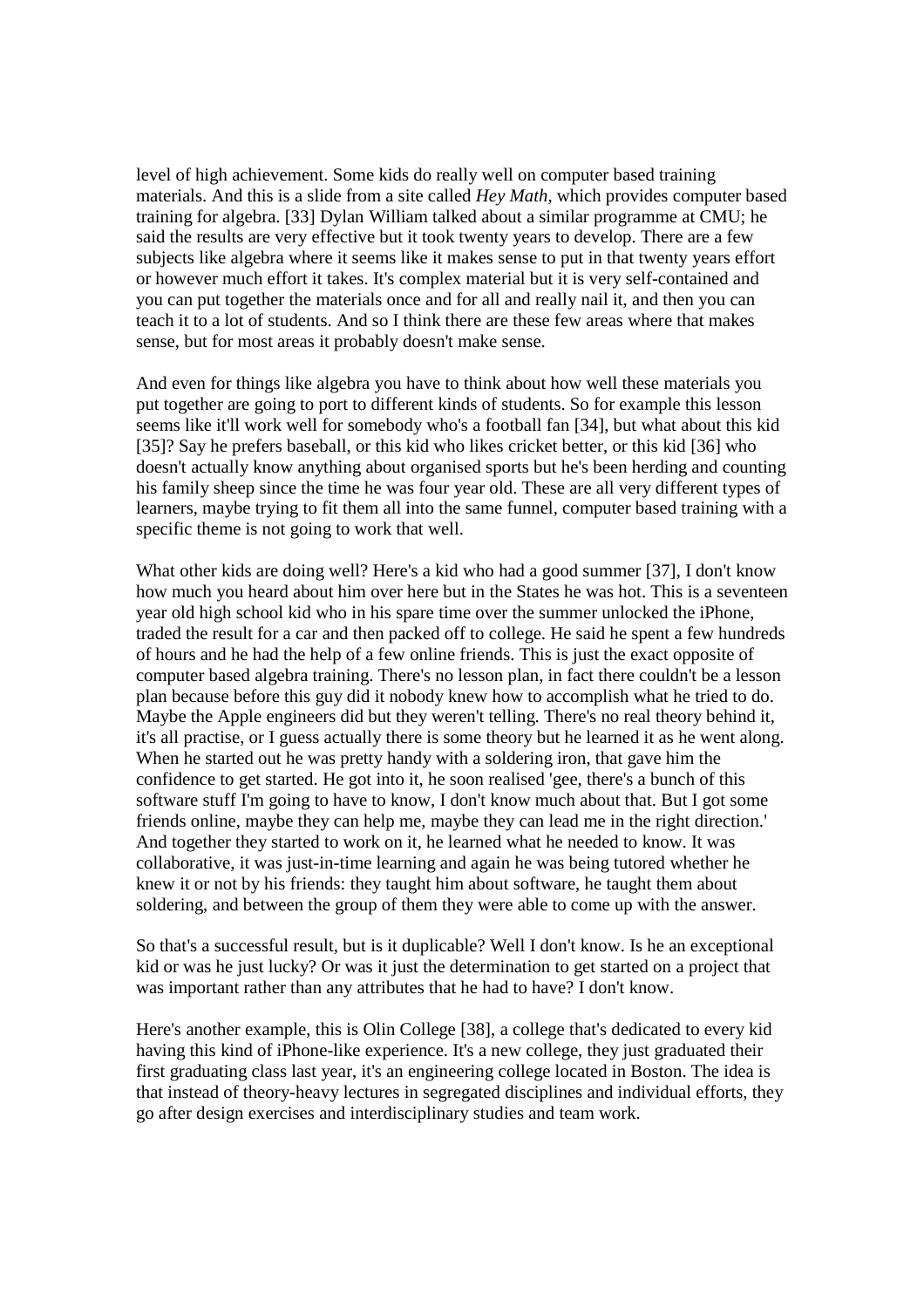level of high achievement. Some kids do really well on computer based training materials. And this is a slide from a site called *Hey Math*, which provides computer based training for algebra. [33] Dylan William talked about a similar programme at CMU; he said the results are very effective but it took twenty years to develop. There are a few subjects like algebra where it seems like it makes sense to put in that twenty years effort or however much effort it takes. It's complex material but it is very self-contained and you can put together the materials once and for all and really nail it, and then you can teach it to a lot of students. And so I think there are these few areas where that makes sense, but for most areas it probably doesn't make sense.

And even for things like algebra you have to think about how well these materials you put together are going to port to different kinds of students. So for example this lesson seems like it'll work well for somebody who's a football fan [34], but what about this kid [35]? Say he prefers baseball, or this kid who likes cricket better, or this kid [36] who doesn't actually know anything about organised sports but he's been herding and counting his family sheep since the time he was four year old. These are all very different types of learners, maybe trying to fit them all into the same funnel, computer based training with a specific theme is not going to work that well.

What other kids are doing well? Here's a kid who had a good summer [37], I don't know how much you heard about him over here but in the States he was hot. This is a seventeen year old high school kid who in his spare time over the summer unlocked the iPhone, traded the result for a car and then packed off to college. He said he spent a few hundreds of hours and he had the help of a few online friends. This is just the exact opposite of computer based algebra training. There's no lesson plan, in fact there couldn't be a lesson plan because before this guy did it nobody knew how to accomplish what he tried to do. Maybe the Apple engineers did but they weren't telling. There's no real theory behind it, it's all practise, or I guess actually there is some theory but he learned it as he went along. When he started out he was pretty handy with a soldering iron, that gave him the confidence to get started. He got into it, he soon realised 'gee, there's a bunch of this software stuff I'm going to have to know, I don't know much about that. But I got some friends online, maybe they can help me, maybe they can lead me in the right direction.' And together they started to work on it, he learned what he needed to know. It was collaborative, it was just-in-time learning and again he was being tutored whether he knew it or not by his friends: they taught him about software, he taught them about soldering, and between the group of them they were able to come up with the answer.

So that's a successful result, but is it duplicable? Well I don't know. Is he an exceptional kid or was he just lucky? Or was it just the determination to get started on a project that was important rather than any attributes that he had to have? I don't know.

Here's another example, this is Olin College [38], a college that's dedicated to every kid having this kind of iPhone-like experience. It's a new college, they just graduated their first graduating class last year, it's an engineering college located in Boston. The idea is that instead of theory-heavy lectures in segregated disciplines and individual efforts, they go after design exercises and interdisciplinary studies and team work.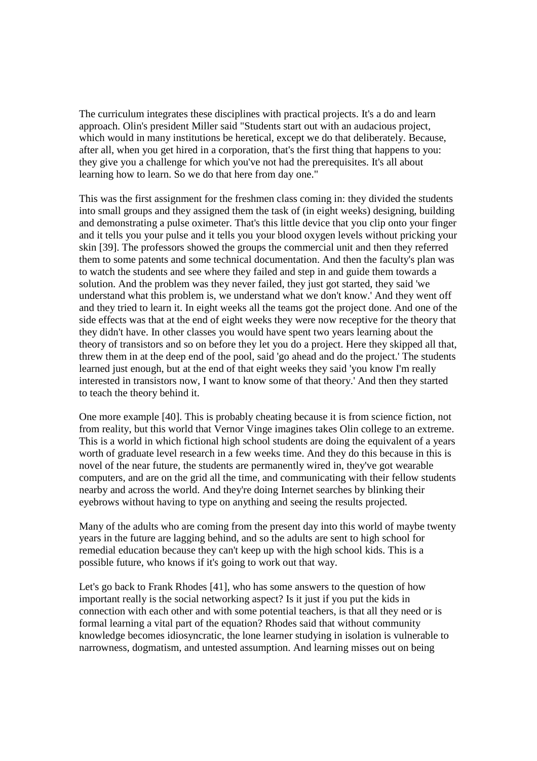The curriculum integrates these disciplines with practical projects. It's a do and learn approach. Olin's president Miller said "Students start out with an audacious project, which would in many institutions be heretical, except we do that deliberately. Because, after all, when you get hired in a corporation, that's the first thing that happens to you: they give you a challenge for which you've not had the prerequisites. It's all about learning how to learn. So we do that here from day one."

This was the first assignment for the freshmen class coming in: they divided the students into small groups and they assigned them the task of (in eight weeks) designing, building and demonstrating a pulse oximeter. That's this little device that you clip onto your finger and it tells you your pulse and it tells you your blood oxygen levels without pricking your skin [39]. The professors showed the groups the commercial unit and then they referred them to some patents and some technical documentation. And then the faculty's plan was to watch the students and see where they failed and step in and guide them towards a solution. And the problem was they never failed, they just got started, they said 'we understand what this problem is, we understand what we don't know.' And they went off and they tried to learn it. In eight weeks all the teams got the project done. And one of the side effects was that at the end of eight weeks they were now receptive for the theory that they didn't have. In other classes you would have spent two years learning about the theory of transistors and so on before they let you do a project. Here they skipped all that, threw them in at the deep end of the pool, said 'go ahead and do the project.' The students learned just enough, but at the end of that eight weeks they said 'you know I'm really interested in transistors now, I want to know some of that theory.' And then they started to teach the theory behind it.

One more example [40]. This is probably cheating because it is from science fiction, not from reality, but this world that Vernor Vinge imagines takes Olin college to an extreme. This is a world in which fictional high school students are doing the equivalent of a years worth of graduate level research in a few weeks time. And they do this because in this is novel of the near future, the students are permanently wired in, they've got wearable computers, and are on the grid all the time, and communicating with their fellow students nearby and across the world. And they're doing Internet searches by blinking their eyebrows without having to type on anything and seeing the results projected.

Many of the adults who are coming from the present day into this world of maybe twenty years in the future are lagging behind, and so the adults are sent to high school for remedial education because they can't keep up with the high school kids. This is a possible future, who knows if it's going to work out that way.

Let's go back to Frank Rhodes [41], who has some answers to the question of how important really is the social networking aspect? Is it just if you put the kids in connection with each other and with some potential teachers, is that all they need or is formal learning a vital part of the equation? Rhodes said that without community knowledge becomes idiosyncratic, the lone learner studying in isolation is vulnerable to narrowness, dogmatism, and untested assumption. And learning misses out on being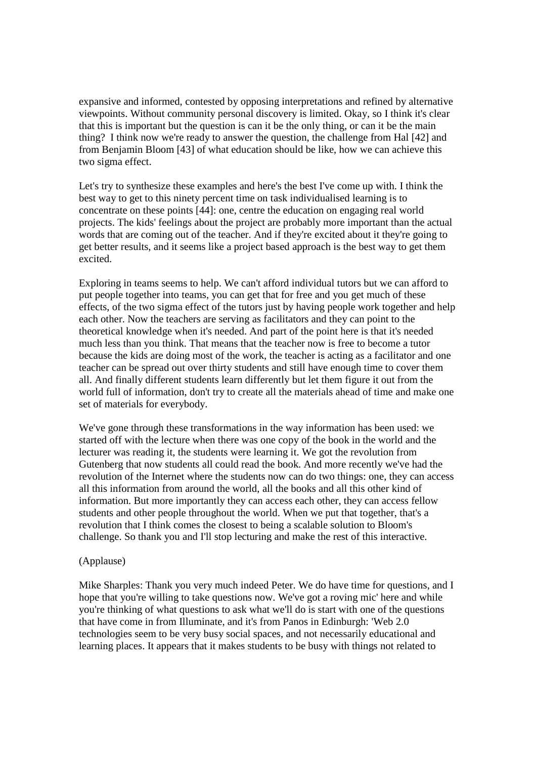expansive and informed, contested by opposing interpretations and refined by alternative viewpoints. Without community personal discovery is limited. Okay, so I think it's clear that this is important but the question is can it be the only thing, or can it be the main thing? I think now we're ready to answer the question, the challenge from Hal [42] and from Benjamin Bloom [43] of what education should be like, how we can achieve this two sigma effect.

Let's try to synthesize these examples and here's the best I've come up with. I think the best way to get to this ninety percent time on task individualised learning is to concentrate on these points [44]: one, centre the education on engaging real world projects. The kids' feelings about the project are probably more important than the actual words that are coming out of the teacher. And if they're excited about it they're going to get better results, and it seems like a project based approach is the best way to get them excited.

Exploring in teams seems to help. We can't afford individual tutors but we can afford to put people together into teams, you can get that for free and you get much of these effects, of the two sigma effect of the tutors just by having people work together and help each other. Now the teachers are serving as facilitators and they can point to the theoretical knowledge when it's needed. And part of the point here is that it's needed much less than you think. That means that the teacher now is free to become a tutor because the kids are doing most of the work, the teacher is acting as a facilitator and one teacher can be spread out over thirty students and still have enough time to cover them all. And finally different students learn differently but let them figure it out from the world full of information, don't try to create all the materials ahead of time and make one set of materials for everybody.

We've gone through these transformations in the way information has been used: we started off with the lecture when there was one copy of the book in the world and the lecturer was reading it, the students were learning it. We got the revolution from Gutenberg that now students all could read the book. And more recently we've had the revolution of the Internet where the students now can do two things: one, they can access all this information from around the world, all the books and all this other kind of information. But more importantly they can access each other, they can access fellow students and other people throughout the world. When we put that together, that's a revolution that I think comes the closest to being a scalable solution to Bloom's challenge. So thank you and I'll stop lecturing and make the rest of this interactive.

(Applause)

Mike Sharples: Thank you very much indeed Peter. We do have time for questions, and I hope that you're willing to take questions now. We've got a roving mic' here and while you're thinking of what questions to ask what we'll do is start with one of the questions that have come in from Illuminate, and it's from Panos in Edinburgh: 'Web 2.0 technologies seem to be very busy social spaces, and not necessarily educational and learning places. It appears that it makes students to be busy with things not related to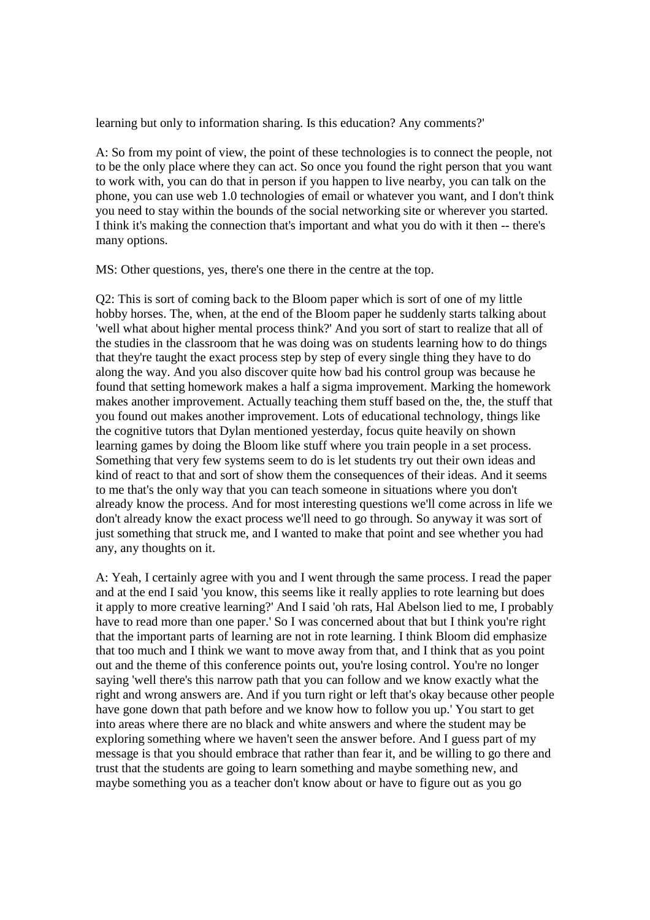learning but only to information sharing. Is this education? Any comments?'

A: So from my point of view, the point of these technologies is to connect the people, not to be the only place where they can act. So once you found the right person that you want to work with, you can do that in person if you happen to live nearby, you can talk on the phone, you can use web 1.0 technologies of email or whatever you want, and I don't think you need to stay within the bounds of the social networking site or wherever you started. I think it's making the connection that's important and what you do with it then -- there's many options.

MS: Other questions, yes, there's one there in the centre at the top.

Q2: This is sort of coming back to the Bloom paper which is sort of one of my little hobby horses. The, when, at the end of the Bloom paper he suddenly starts talking about 'well what about higher mental process think?' And you sort of start to realize that all of the studies in the classroom that he was doing was on students learning how to do things that they're taught the exact process step by step of every single thing they have to do along the way. And you also discover quite how bad his control group was because he found that setting homework makes a half a sigma improvement. Marking the homework makes another improvement. Actually teaching them stuff based on the, the, the stuff that you found out makes another improvement. Lots of educational technology, things like the cognitive tutors that Dylan mentioned yesterday, focus quite heavily on shown learning games by doing the Bloom like stuff where you train people in a set process. Something that very few systems seem to do is let students try out their own ideas and kind of react to that and sort of show them the consequences of their ideas. And it seems to me that's the only way that you can teach someone in situations where you don't already know the process. And for most interesting questions we'll come across in life we don't already know the exact process we'll need to go through. So anyway it was sort of just something that struck me, and I wanted to make that point and see whether you had any, any thoughts on it.

A: Yeah, I certainly agree with you and I went through the same process. I read the paper and at the end I said 'you know, this seems like it really applies to rote learning but does it apply to more creative learning?' And I said 'oh rats, Hal Abelson lied to me, I probably have to read more than one paper.' So I was concerned about that but I think you're right that the important parts of learning are not in rote learning. I think Bloom did emphasize that too much and I think we want to move away from that, and I think that as you point out and the theme of this conference points out, you're losing control. You're no longer saying 'well there's this narrow path that you can follow and we know exactly what the right and wrong answers are. And if you turn right or left that's okay because other people have gone down that path before and we know how to follow you up.' You start to get into areas where there are no black and white answers and where the student may be exploring something where we haven't seen the answer before. And I guess part of my message is that you should embrace that rather than fear it, and be willing to go there and trust that the students are going to learn something and maybe something new, and maybe something you as a teacher don't know about or have to figure out as you go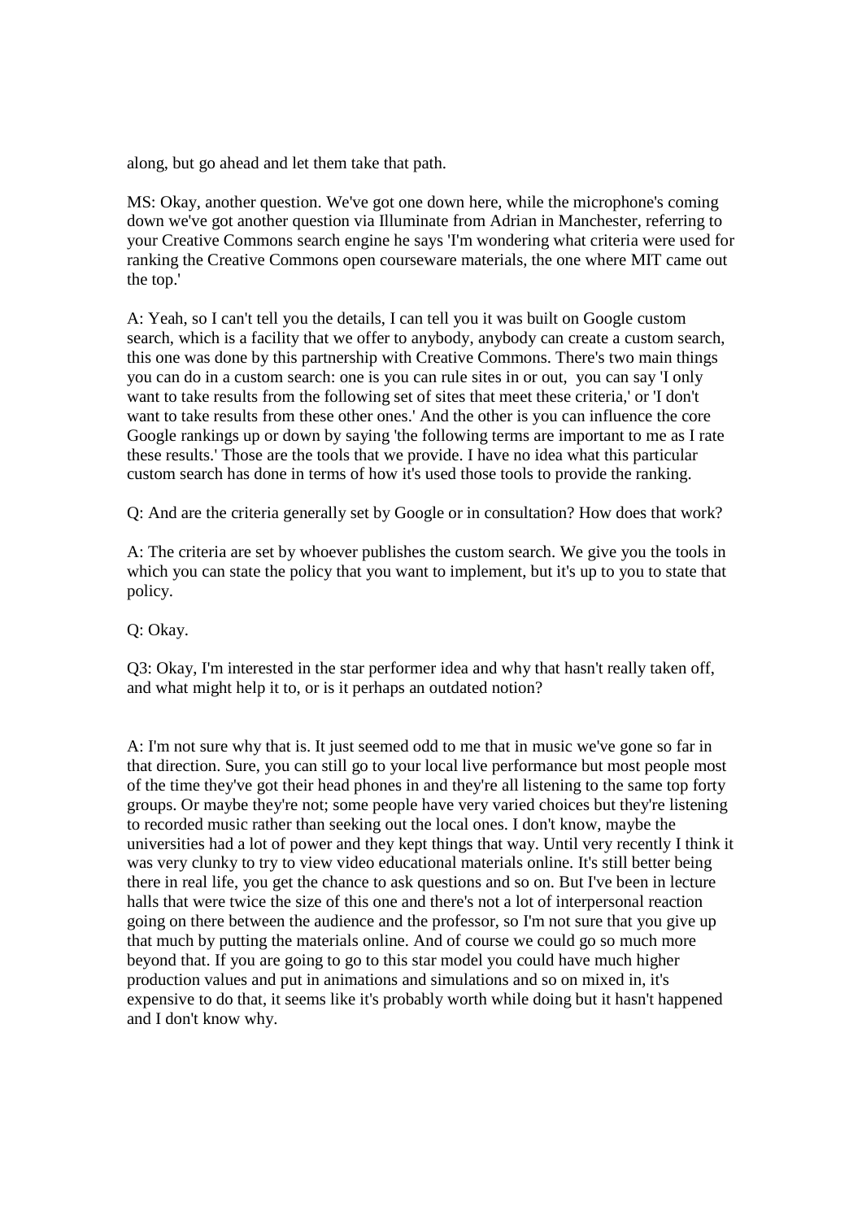along, but go ahead and let them take that path.

MS: Okay, another question. We've got one down here, while the microphone's coming down we've got another question via Illuminate from Adrian in Manchester, referring to your Creative Commons search engine he says 'I'm wondering what criteria were used for ranking the Creative Commons open courseware materials, the one where MIT came out the top.'

A: Yeah, so I can't tell you the details, I can tell you it was built on Google custom search, which is a facility that we offer to anybody, anybody can create a custom search, this one was done by this partnership with Creative Commons. There's two main things you can do in a custom search: one is you can rule sites in or out, you can say 'I only want to take results from the following set of sites that meet these criteria,' or 'I don't want to take results from these other ones.' And the other is you can influence the core Google rankings up or down by saying 'the following terms are important to me as I rate these results.' Those are the tools that we provide. I have no idea what this particular custom search has done in terms of how it's used those tools to provide the ranking.

Q: And are the criteria generally set by Google or in consultation? How does that work?

A: The criteria are set by whoever publishes the custom search. We give you the tools in which you can state the policy that you want to implement, but it's up to you to state that policy.

Q: Okay.

Q3: Okay, I'm interested in the star performer idea and why that hasn't really taken off, and what might help it to, or is it perhaps an outdated notion?

A: I'm not sure why that is. It just seemed odd to me that in music we've gone so far in that direction. Sure, you can still go to your local live performance but most people most of the time they've got their head phones in and they're all listening to the same top forty groups. Or maybe they're not; some people have very varied choices but they're listening to recorded music rather than seeking out the local ones. I don't know, maybe the universities had a lot of power and they kept things that way. Until very recently I think it was very clunky to try to view video educational materials online. It's still better being there in real life, you get the chance to ask questions and so on. But I've been in lecture halls that were twice the size of this one and there's not a lot of interpersonal reaction going on there between the audience and the professor, so I'm not sure that you give up that much by putting the materials online. And of course we could go so much more beyond that. If you are going to go to this star model you could have much higher production values and put in animations and simulations and so on mixed in, it's expensive to do that, it seems like it's probably worth while doing but it hasn't happened and I don't know why.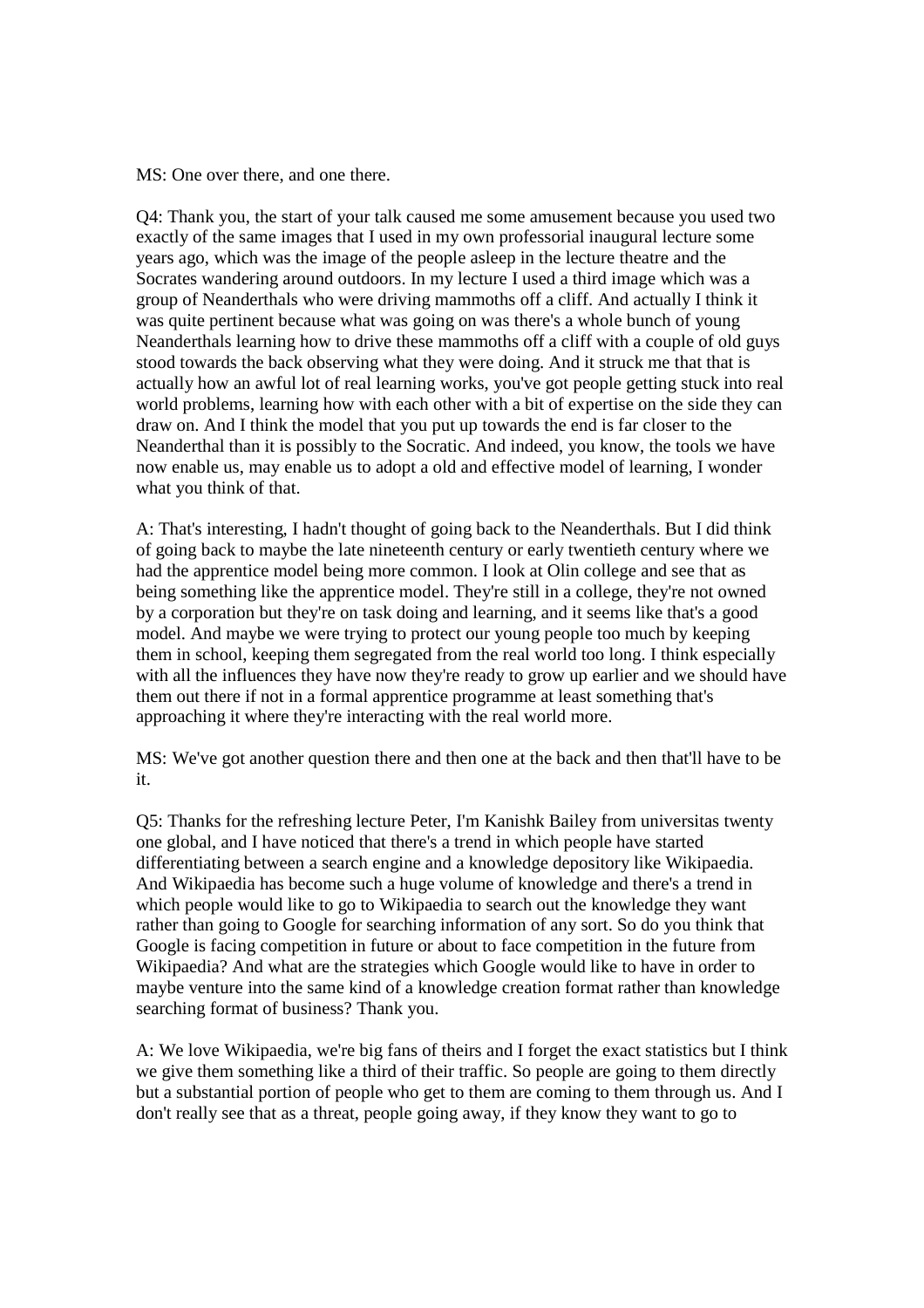MS: One over there, and one there.

Q4: Thank you, the start of your talk caused me some amusement because you used two exactly of the same images that I used in my own professorial inaugural lecture some years ago, which was the image of the people asleep in the lecture theatre and the Socrates wandering around outdoors. In my lecture I used a third image which was a group of Neanderthals who were driving mammoths off a cliff. And actually I think it was quite pertinent because what was going on was there's a whole bunch of young Neanderthals learning how to drive these mammoths off a cliff with a couple of old guys stood towards the back observing what they were doing. And it struck me that that is actually how an awful lot of real learning works, you've got people getting stuck into real world problems, learning how with each other with a bit of expertise on the side they can draw on. And I think the model that you put up towards the end is far closer to the Neanderthal than it is possibly to the Socratic. And indeed, you know, the tools we have now enable us, may enable us to adopt a old and effective model of learning, I wonder what you think of that.

A: That's interesting, I hadn't thought of going back to the Neanderthals. But I did think of going back to maybe the late nineteenth century or early twentieth century where we had the apprentice model being more common. I look at Olin college and see that as being something like the apprentice model. They're still in a college, they're not owned by a corporation but they're on task doing and learning, and it seems like that's a good model. And maybe we were trying to protect our young people too much by keeping them in school, keeping them segregated from the real world too long. I think especially with all the influences they have now they're ready to grow up earlier and we should have them out there if not in a formal apprentice programme at least something that's approaching it where they're interacting with the real world more.

MS: We've got another question there and then one at the back and then that'll have to be it.

Q5: Thanks for the refreshing lecture Peter, I'm Kanishk Bailey from universitas twenty one global, and I have noticed that there's a trend in which people have started differentiating between a search engine and a knowledge depository like Wikipaedia. And Wikipaedia has become such a huge volume of knowledge and there's a trend in which people would like to go to Wikipaedia to search out the knowledge they want rather than going to Google for searching information of any sort. So do you think that Google is facing competition in future or about to face competition in the future from Wikipaedia? And what are the strategies which Google would like to have in order to maybe venture into the same kind of a knowledge creation format rather than knowledge searching format of business? Thank you.

A: We love Wikipaedia, we're big fans of theirs and I forget the exact statistics but I think we give them something like a third of their traffic. So people are going to them directly but a substantial portion of people who get to them are coming to them through us. And I don't really see that as a threat, people going away, if they know they want to go to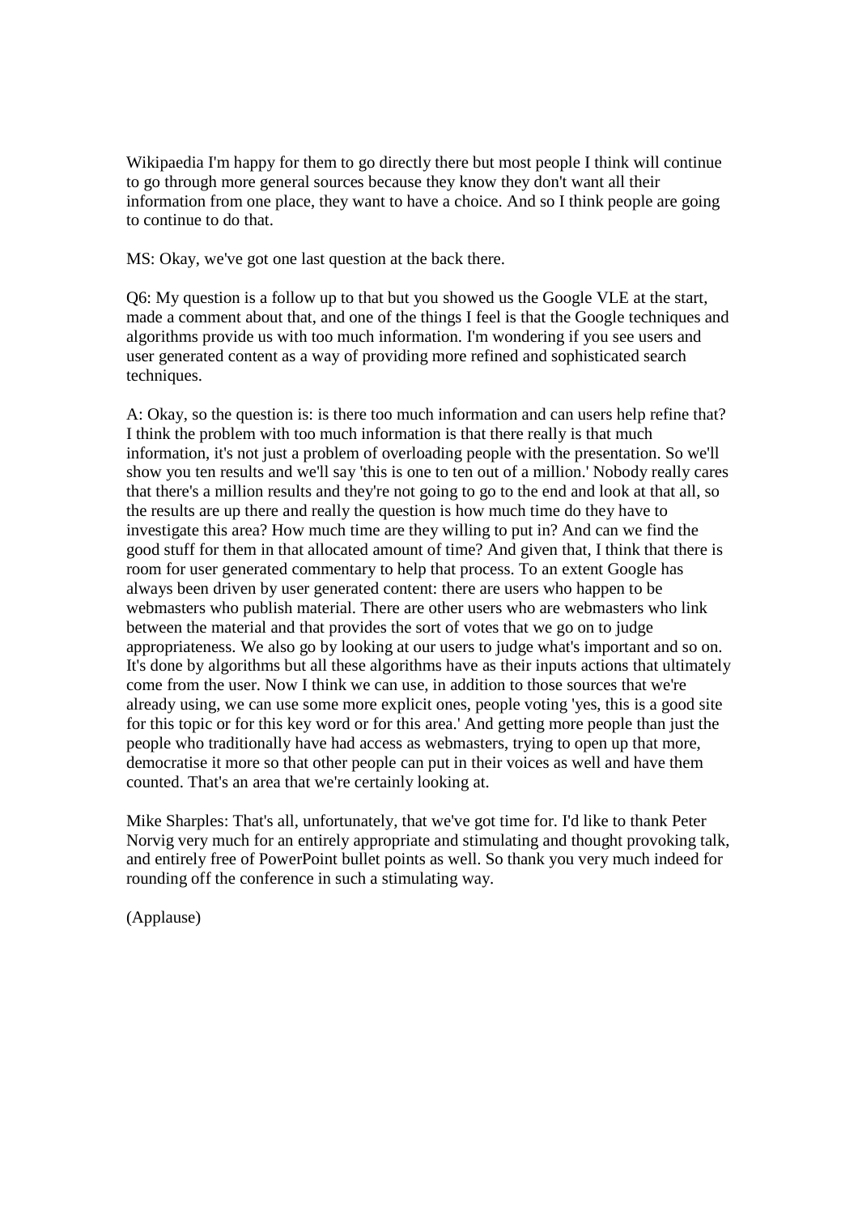Wikipaedia I'm happy for them to go directly there but most people I think will continue to go through more general sources because they know they don't want all their information from one place, they want to have a choice. And so I think people are going to continue to do that.

MS: Okay, we've got one last question at the back there.

Q6: My question is a follow up to that but you showed us the Google VLE at the start, made a comment about that, and one of the things I feel is that the Google techniques and algorithms provide us with too much information. I'm wondering if you see users and user generated content as a way of providing more refined and sophisticated search techniques.

A: Okay, so the question is: is there too much information and can users help refine that? I think the problem with too much information is that there really is that much information, it's not just a problem of overloading people with the presentation. So we'll show you ten results and we'll say 'this is one to ten out of a million.' Nobody really cares that there's a million results and they're not going to go to the end and look at that all, so the results are up there and really the question is how much time do they have to investigate this area? How much time are they willing to put in? And can we find the good stuff for them in that allocated amount of time? And given that, I think that there is room for user generated commentary to help that process. To an extent Google has always been driven by user generated content: there are users who happen to be webmasters who publish material. There are other users who are webmasters who link between the material and that provides the sort of votes that we go on to judge appropriateness. We also go by looking at our users to judge what's important and so on. It's done by algorithms but all these algorithms have as their inputs actions that ultimately come from the user. Now I think we can use, in addition to those sources that we're already using, we can use some more explicit ones, people voting 'yes, this is a good site for this topic or for this key word or for this area.' And getting more people than just the people who traditionally have had access as webmasters, trying to open up that more, democratise it more so that other people can put in their voices as well and have them counted. That's an area that we're certainly looking at.

Mike Sharples: That's all, unfortunately, that we've got time for. I'd like to thank Peter Norvig very much for an entirely appropriate and stimulating and thought provoking talk, and entirely free of PowerPoint bullet points as well. So thank you very much indeed for rounding off the conference in such a stimulating way.

(Applause)